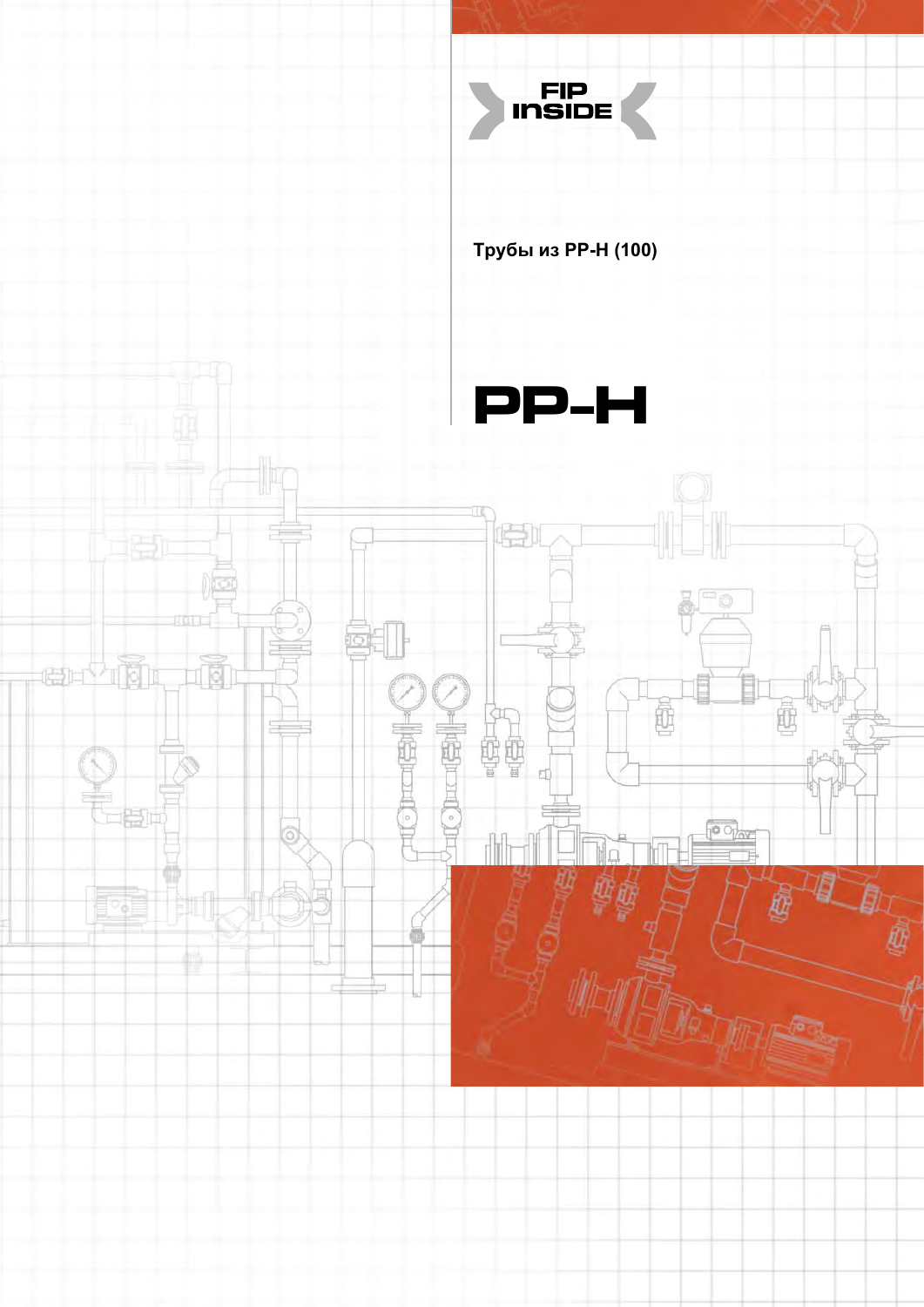FIP INSIDE

Трубы из PP-H (100)

# PP-H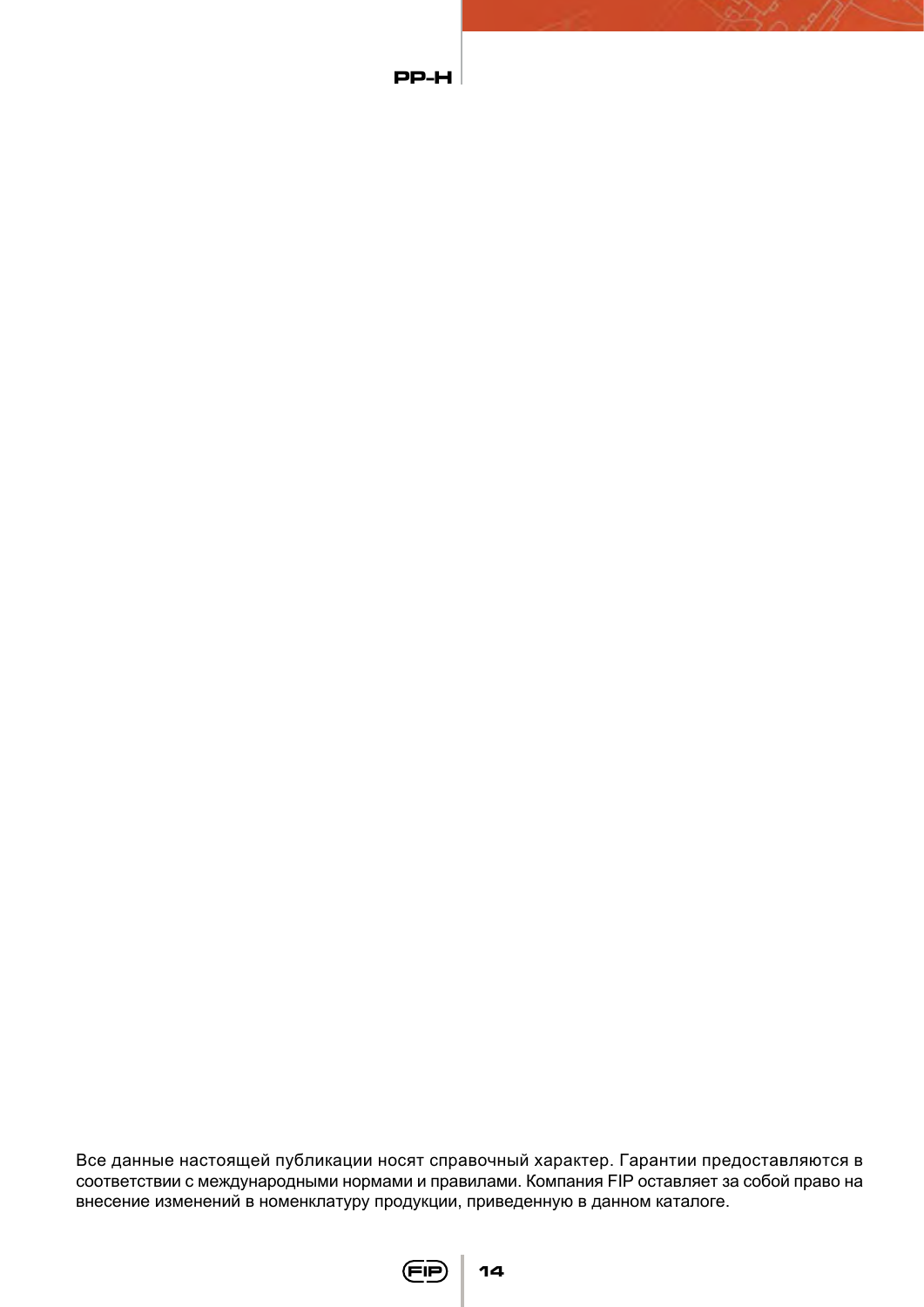Все данные настоящей публикации носят справочный характер. Гарантии предоставляются в соответствии с международными нормами и правилами. Компания FIP оставляет за собой право на внесение изменений в номенклатуру продукции, приведенную в данном каталоге.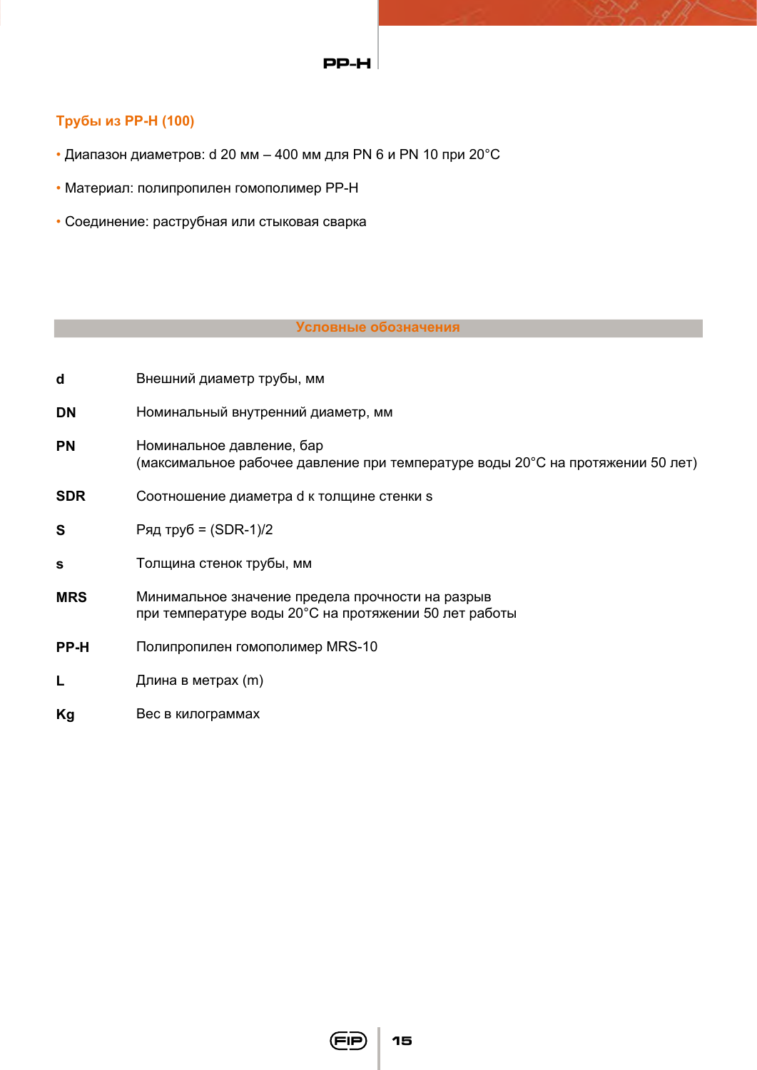## Трубы из PP-H (100)

- Диапазон диаметров: d 20 мм – 400 мм для PN 6 и PN 10 при 20°C
- Материал: полипропилен гомополимер PP-H
- Соединение: раструбная или стыковая сварка

### Условные обозначения

| | |
|---|---|
| **d** | Внешний диаметр трубы, мм |
| **DN** | Номинальный внутренний диаметр, мм |
| **PN** | Номинальное давление, бар (максимальное рабочее давление при температуре воды 20°C на протяжении 50 лет) |
| **SDR** | Соотношение диаметра d к толщине стенки s |
| **S** | Ряд труб = (SDR-1)/2 |
| **s** | Толщина стенок трубы, мм |
| **MRS** | Минимальное значение предела прочности на разрыв при температуре воды 20°C на протяжении 50 лет работы |
| **PP-H** | Полипропилен гомополимер MRS-10 |
| **L** | Длина в метрах (m) |
| **Kg** | Вес в килограммах |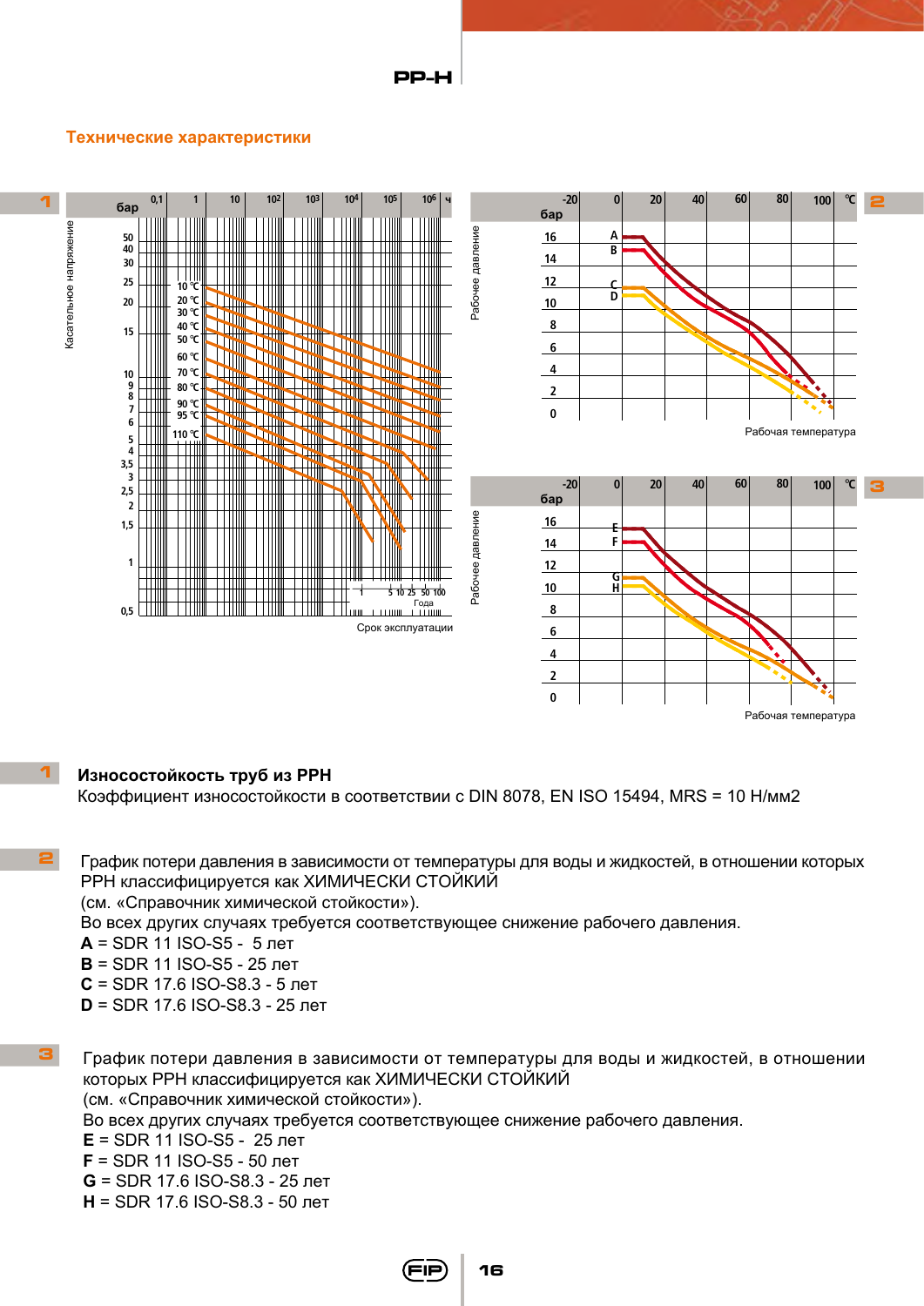## Технические характеристики

1

бар

Касательное напряжение

Срок эксплуатации

2

бар

Рабочее давление

Рабочая температура

3

бар

Рабочее давление

Рабочая температура

**1** **Износостойкость труб из PPH**

Коэффициент износостойкости в соответствии с DIN 8078, EN ISO 15494, MRS = 10 Н/мм2

**2** График потери давления в зависимости от температуры для воды и жидкостей, в отношении которых PPH классифицируется как ХИМИЧЕСКИ СТОЙКИЙ
(см. «Справочник химической стойкости»).
Во всех других случаях требуется соответствующее снижение рабочего давления.

**A** = SDR 11 ISO-S5 - 5 лет
**B** = SDR 11 ISO-S5 - 25 лет
**C** = SDR 17.6 ISO-S8.3 - 5 лет
**D** = SDR 17.6 ISO-S8.3 - 25 лет

**3** График потери давления в зависимости от температуры для воды и жидкостей, в отношении которых PPH классифицируется как ХИМИЧЕСКИ СТОЙКИЙ
(см. «Справочник химической стойкости»).
Во всех других случаях требуется соответствующее снижение рабочего давления.

**E** = SDR 11 ISO-S5 - 25 лет
**F** = SDR 11 ISO-S5 - 50 лет
**G** = SDR 17.6 ISO-S8.3 - 25 лет
**H** = SDR 17.6 ISO-S8.3 - 50 лет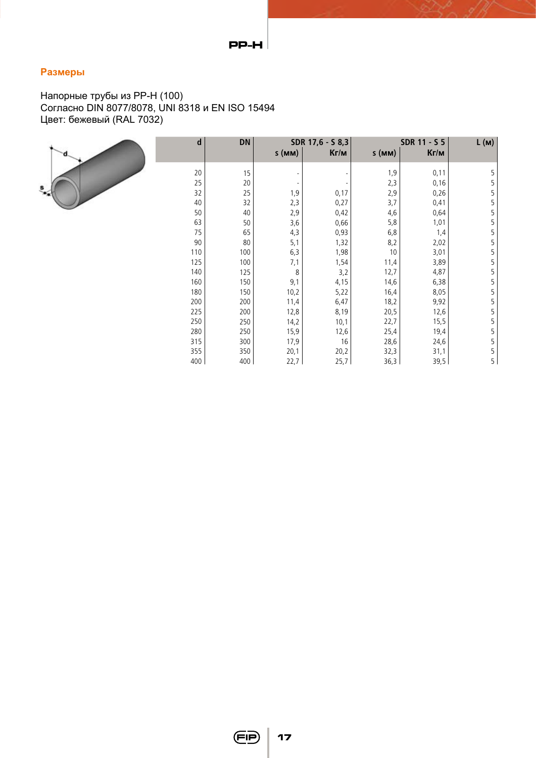## Размеры

Напорные трубы из PP-H (100)
Согласно DIN 8077/8078, UNI 8318 и EN ISO 15494
Цвет: бежевый (RAL 7032)

| d | DN | SDR 17,6 - S 8,3 | | SDR 11 - S 5 | | L (м) |
|---|---|---|---|---|---|---|
| | | s (мм) | Кг/м | s (мм) | Кг/м | |
| 20 | 15 | - | - | 1,9 | 0,11 | 5 |
| 25 | 20 | - | - | 2,3 | 0,16 | 5 |
| 32 | 25 | 1,9 | 0,17 | 2,9 | 0,26 | 5 |
| 40 | 32 | 2,3 | 0,27 | 3,7 | 0,41 | 5 |
| 50 | 40 | 2,9 | 0,42 | 4,6 | 0,64 | 5 |
| 63 | 50 | 3,6 | 0,66 | 5,8 | 1,01 | 5 |
| 75 | 65 | 4,3 | 0,93 | 6,8 | 1,4 | 5 |
| 90 | 80 | 5,1 | 1,32 | 8,2 | 2,02 | 5 |
| 110 | 100 | 6,3 | 1,98 | 10 | 3,01 | 5 |
| 125 | 100 | 7,1 | 1,54 | 11,4 | 3,89 | 5 |
| 140 | 125 | 8 | 3,2 | 12,7 | 4,87 | 5 |
| 160 | 150 | 9,1 | 4,15 | 14,6 | 6,38 | 5 |
| 180 | 150 | 10,2 | 5,22 | 16,4 | 8,05 | 5 |
| 200 | 200 | 11,4 | 6,47 | 18,2 | 9,92 | 5 |
| 225 | 200 | 12,8 | 8,19 | 20,5 | 12,6 | 5 |
| 250 | 250 | 14,2 | 10,1 | 22,7 | 15,5 | 5 |
| 280 | 250 | 15,9 | 12,6 | 25,4 | 19,4 | 5 |
| 315 | 300 | 17,9 | 16 | 28,6 | 24,6 | 5 |
| 355 | 350 | 20,1 | 20,2 | 32,3 | 31,1 | 5 |
| 400 | 400 | 22,7 | 25,7 | 36,3 | 39,5 | 5 |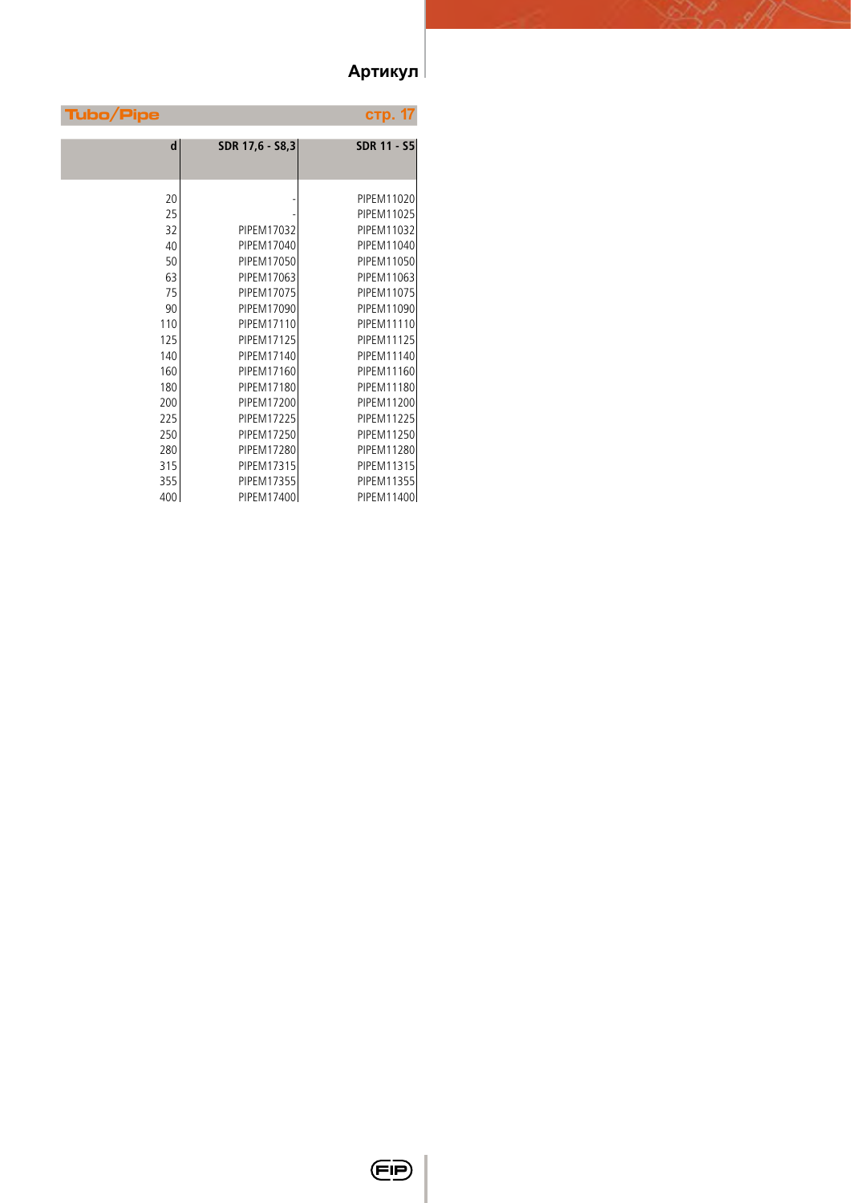## Артикул

| Tubo/Pipe | | стр. 17 |
|---|---|---|
| d | SDR 17,6 - S8,3 | SDR 11 - S5 |
| 20 | - | PIPEM11020 |
| 25 | - | PIPEM11025 |
| 32 | PIPEM17032 | PIPEM11032 |
| 40 | PIPEM17040 | PIPEM11040 |
| 50 | PIPEM17050 | PIPEM11050 |
| 63 | PIPEM17063 | PIPEM11063 |
| 75 | PIPEM17075 | PIPEM11075 |
| 90 | PIPEM17090 | PIPEM11090 |
| 110 | PIPEM17110 | PIPEM11110 |
| 125 | PIPEM17125 | PIPEM11125 |
| 140 | PIPEM17140 | PIPEM11140 |
| 160 | PIPEM17160 | PIPEM11160 |
| 180 | PIPEM17180 | PIPEM11180 |
| 200 | PIPEM17200 | PIPEM11200 |
| 225 | PIPEM17225 | PIPEM11225 |
| 250 | PIPEM17250 | PIPEM11250 |
| 280 | PIPEM17280 | PIPEM11280 |
| 315 | PIPEM17315 | PIPEM11315 |
| 355 | PIPEM17355 | PIPEM11355 |
| 400 | PIPEM17400 | PIPEM11400 |